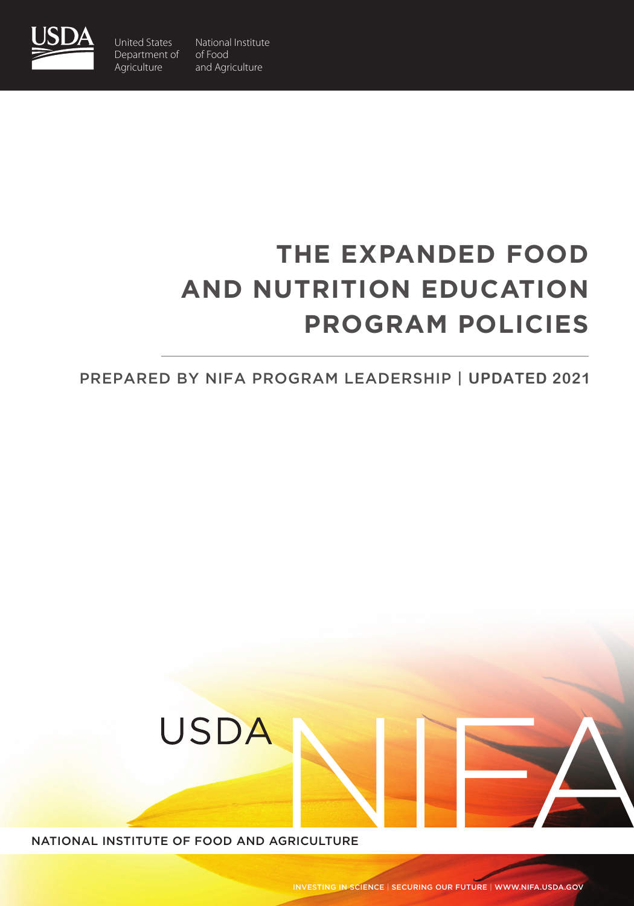United States Department of Agriculture

National Institute of Food and Agriculture

# THE EXPANDED FOOD AND NUTRITION EDUCATION PROGRAM POLICIES

PREPARED BY NIFA PROGRAM LEADERSHIP | **UPDATED 2021**

USDA NIFA

NATIONAL INSTITUTE OF FOOD AND AGRICULTURE

INVESTING IN SCIENCE | SECURING OUR FUTURE | WWW.NIFA.USDA.GOV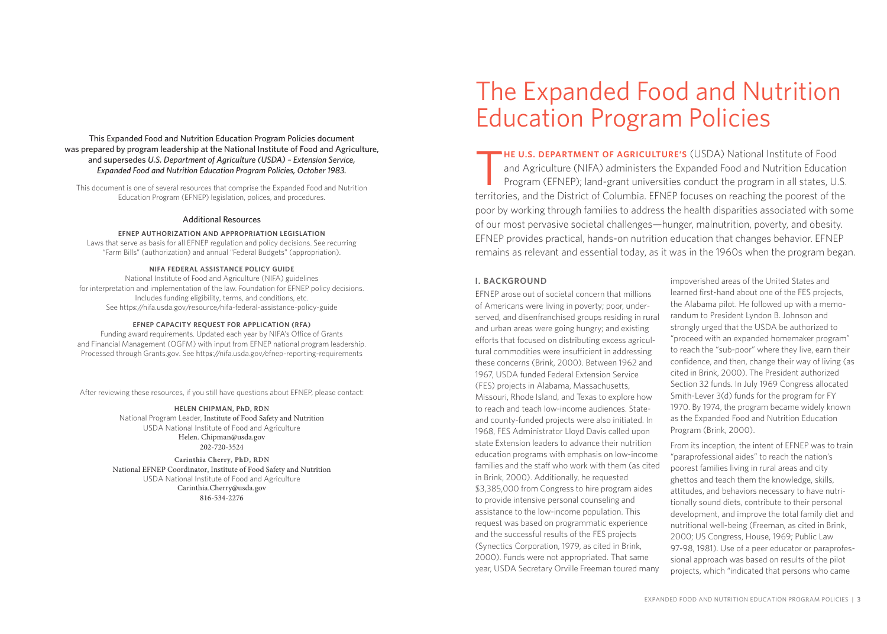This Expanded Food and Nutrition Education Program Policies document was prepared by program leadership at the National Institute of Food and Agriculture, and supersedes *U.S. Department of Agriculture (USDA) – Extension Service, Expanded Food and Nutrition Education Program Policies, October 1983.*

This document is one of several resources that comprise the Expanded Food and Nutrition Education Program (EFNEP) legislation, polices, and procedures.

### Additional Resources

**EFNEP AUTHORIZATION AND APPROPRIATION LEGISLATION**

Laws that serve as basis for all EFNEP regulation and policy decisions. See recurring "Farm Bills" (authorization) and annual "Federal Budgets" (appropriation).

**NIFA FEDERAL ASSISTANCE POLICY GUIDE**

National Institute of Food and Agriculture (NIFA) guidelines for interpretation and implementation of the law. Foundation for EFNEP policy decisions. Includes funding eligibility, terms, and conditions, etc. See https://nifa.usda.gov/resource/nifa-federal-assistance-policy-guide

**EFNEP CAPACITY REQUEST FOR APPLICATION (RFA)**

Funding award requirements. Updated each year by NIFA's Office of Grants and Financial Management (OGFM) with input from EFNEP national program leadership. Processed through Grants.gov. See https://nifa.usda.gov/efnep-reporting-requirements

After reviewing these resources, if you still have questions about EFNEP, please contact:

**HELEN CHIPMAN, PhD, RDN**
National Program Leader, Institute of Food Safety and Nutrition
USDA National Institute of Food and Agriculture
Helen. Chipman@usda.gov
202-720-3524

**Carinthia Cherry, PhD, RDN**
National EFNEP Coordinator, Institute of Food Safety and Nutrition
USDA National Institute of Food and Agriculture
Carinthia.Cherry@usda.gov
816-534-2276

# The Expanded Food and Nutrition Education Program Policies

**THE U.S. DEPARTMENT OF AGRICULTURE'S** (USDA) National Institute of Food and Agriculture (NIFA) administers the Expanded Food and Nutrition Education Program (EFNEP); land-grant universities conduct the program in all states, U.S. territories, and the District of Columbia. EFNEP focuses on reaching the poorest of the poor by working through families to address the health disparities associated with some of our most pervasive societal challenges—hunger, malnutrition, poverty, and obesity. EFNEP provides practical, hands-on nutrition education that changes behavior. EFNEP remains as relevant and essential today, as it was in the 1960s when the program began.

## I. BACKGROUND

EFNEP arose out of societal concern that millions of Americans were living in poverty; poor, under-served, and disenfranchised groups residing in rural and urban areas were going hungry; and existing efforts that focused on distributing excess agricultural commodities were insufficient in addressing these concerns (Brink, 2000). Between 1962 and 1967, USDA funded Federal Extension Service (FES) projects in Alabama, Massachusetts, Missouri, Rhode Island, and Texas to explore how to reach and teach low-income audiences. State- and county-funded projects were also initiated. In 1968, FES Administrator Lloyd Davis called upon state Extension leaders to advance their nutrition education programs with emphasis on low-income families and the staff who work with them (as cited in Brink, 2000). Additionally, he requested $3,385,000 from Congress to hire program aides to provide intensive personal counseling and assistance to the low-income population. This request was based on programmatic experience and the successful results of the FES projects (Synectics Corporation, 1979, as cited in Brink, 2000). Funds were not appropriated. That same year, USDA Secretary Orville Freeman toured many impoverished areas of the United States and learned first-hand about one of the FES projects, the Alabama pilot. He followed up with a memorandum to President Lyndon B. Johnson and strongly urged that the USDA be authorized to "proceed with an expanded homemaker program" to reach the "sub-poor" where they live, earn their confidence, and then, change their way of living (as cited in Brink, 2000). The President authorized Section 32 funds. In July 1969 Congress allocated Smith-Lever 3(d) funds for the program for FY 1970. By 1974, the program became widely known as the Expanded Food and Nutrition Education Program (Brink, 2000).

From its inception, the intent of EFNEP was to train "paraprofessional aides" to reach the nation's poorest families living in rural areas and city ghettos and teach them the knowledge, skills, attitudes, and behaviors necessary to have nutritionally sound diets, contribute to their personal development, and improve the total family diet and nutritional well-being (Freeman, as cited in Brink, 2000; US Congress, House, 1969; Public Law 97-98, 1981). Use of a peer educator or paraprofessional approach was based on results of the pilot projects, which "indicated that persons who came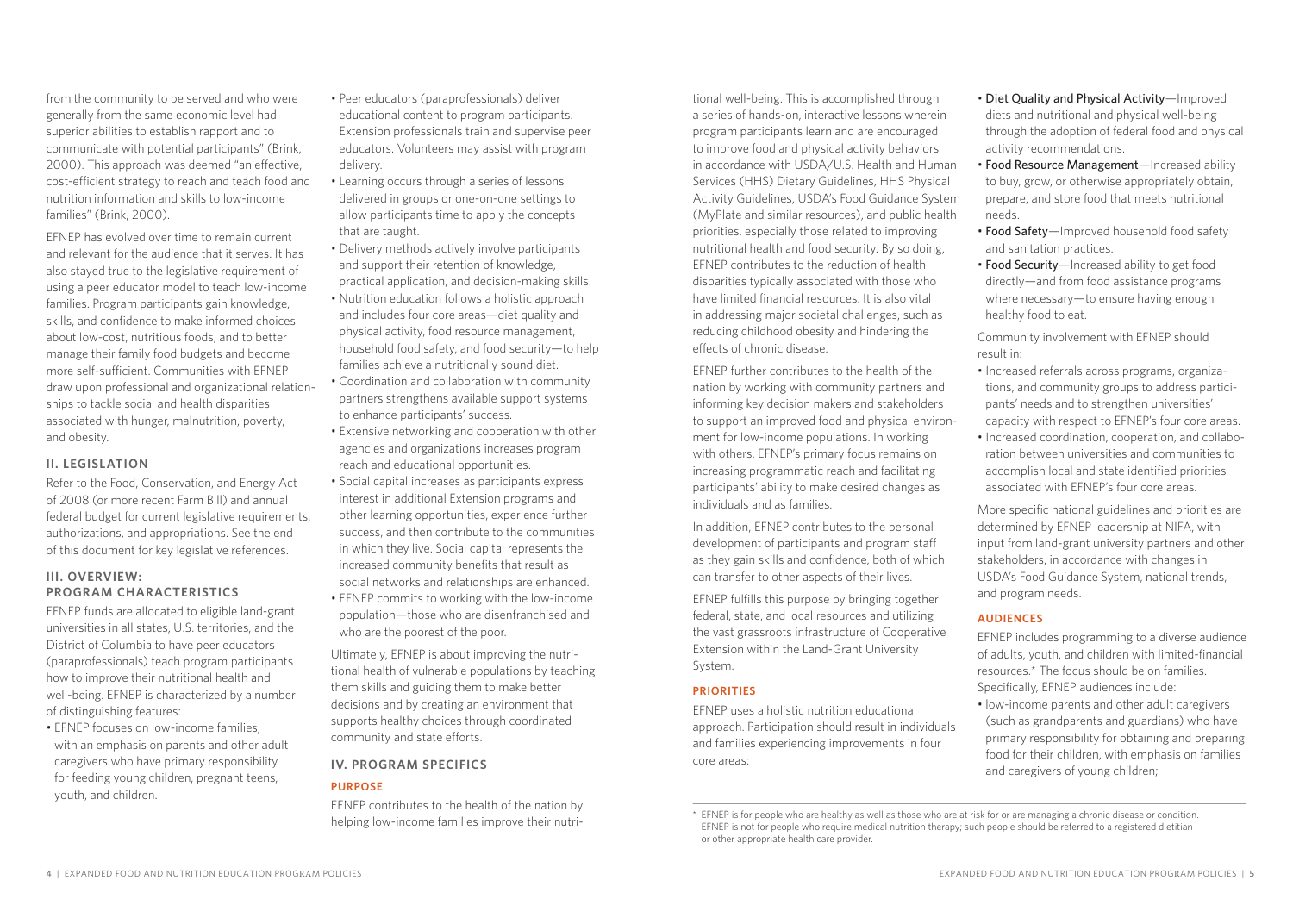from the community to be served and who were generally from the same economic level had superior abilities to establish rapport and to communicate with potential participants" (Brink, 2000). This approach was deemed "an effective, cost-efficient strategy to reach and teach food and nutrition information and skills to low-income families" (Brink, 2000).

EFNEP has evolved over time to remain current and relevant for the audience that it serves. It has also stayed true to the legislative requirement of using a peer educator model to teach low-income families. Program participants gain knowledge, skills, and confidence to make informed choices about low-cost, nutritious foods, and to better manage their family food budgets and become more self-sufficient. Communities with EFNEP draw upon professional and organizational relationships to tackle social and health disparities associated with hunger, malnutrition, poverty, and obesity.

## II. LEGISLATION

Refer to the Food, Conservation, and Energy Act of 2008 (or more recent Farm Bill) and annual federal budget for current legislative requirements, authorizations, and appropriations. See the end of this document for key legislative references.

## III. OVERVIEW: PROGRAM CHARACTERISTICS

EFNEP funds are allocated to eligible land-grant universities in all states, U.S. territories, and the District of Columbia to have peer educators (paraprofessionals) teach program participants how to improve their nutritional health and well-being. EFNEP is characterized by a number of distinguishing features:

- EFNEP focuses on low-income families, with an emphasis on parents and other adult caregivers who have primary responsibility for feeding young children, pregnant teens, youth, and children.
- Peer educators (paraprofessionals) deliver educational content to program participants. Extension professionals train and supervise peer educators. Volunteers may assist with program delivery.
- Learning occurs through a series of lessons delivered in groups or one-on-one settings to allow participants time to apply the concepts that are taught.
- Delivery methods actively involve participants and support their retention of knowledge, practical application, and decision-making skills.
- Nutrition education follows a holistic approach and includes four core areas—diet quality and physical activity, food resource management, household food safety, and food security—to help families achieve a nutritionally sound diet.
- Coordination and collaboration with community partners strengthens available support systems to enhance participants' success.
- Extensive networking and cooperation with other agencies and organizations increases program reach and educational opportunities.
- Social capital increases as participants express interest in additional Extension programs and other learning opportunities, experience further success, and then contribute to the communities in which they live. Social capital represents the increased community benefits that result as social networks and relationships are enhanced.
- EFNEP commits to working with the low-income population—those who are disenfranchised and who are the poorest of the poor.

Ultimately, EFNEP is about improving the nutritional health of vulnerable populations by teaching them skills and guiding them to make better decisions and by creating an environment that supports healthy choices through coordinated community and state efforts.

## IV. PROGRAM SPECIFICS

### PURPOSE

EFNEP contributes to the health of the nation by helping low-income families improve their nutritional well-being. This is accomplished through a series of hands-on, interactive lessons wherein program participants learn and are encouraged to improve food and physical activity behaviors in accordance with USDA/U.S. Health and Human Services (HHS) Dietary Guidelines, HHS Physical Activity Guidelines, USDA's Food Guidance System (MyPlate and similar resources), and public health priorities, especially those related to improving nutritional health and food security. By so doing, EFNEP contributes to the reduction of health disparities typically associated with those who have limited financial resources. It is also vital in addressing major societal challenges, such as reducing childhood obesity and hindering the effects of chronic disease.

EFNEP further contributes to the health of the nation by working with community partners and informing key decision makers and stakeholders to support an improved food and physical environment for low-income populations. In working with others, EFNEP's primary focus remains on increasing programmatic reach and facilitating participants' ability to make desired changes as individuals and as families.

In addition, EFNEP contributes to the personal development of participants and program staff as they gain skills and confidence, both of which can transfer to other aspects of their lives.

EFNEP fulfills this purpose by bringing together federal, state, and local resources and utilizing the vast grassroots infrastructure of Cooperative Extension within the Land-Grant University System.

### PRIORITIES

EFNEP uses a holistic nutrition educational approach. Participation should result in individuals and families experiencing improvements in four core areas:

- Diet Quality and Physical Activity—Improved diets and nutritional and physical well-being through the adoption of federal food and physical activity recommendations.
- Food Resource Management—Increased ability to buy, grow, or otherwise appropriately obtain, prepare, and store food that meets nutritional needs.
- Food Safety—Improved household food safety and sanitation practices.
- Food Security—Increased ability to get food directly—and from food assistance programs where necessary—to ensure having enough healthy food to eat.

Community involvement with EFNEP should result in:

- Increased referrals across programs, organizations, and community groups to address participants' needs and to strengthen universities' capacity with respect to EFNEP's four core areas.
- Increased coordination, cooperation, and collaboration between universities and communities to accomplish local and state identified priorities associated with EFNEP's four core areas.

More specific national guidelines and priorities are determined by EFNEP leadership at NIFA, with input from land-grant university partners and other stakeholders, in accordance with changes in USDA's Food Guidance System, national trends, and program needs.

### AUDIENCES

EFNEP includes programming to a diverse audience of adults, youth, and children with limited-financial resources.* The focus should be on families. Specifically, EFNEP audiences include:

- low-income parents and other adult caregivers (such as grandparents and guardians) who have primary responsibility for obtaining and preparing food for their children, with emphasis on families and caregivers of young children;

* EFNEP is for people who are healthy as well as those who are at risk for or are managing a chronic disease or condition. EFNEP is not for people who require medical nutrition therapy; such people should be referred to a registered dietitian or other appropriate health care provider.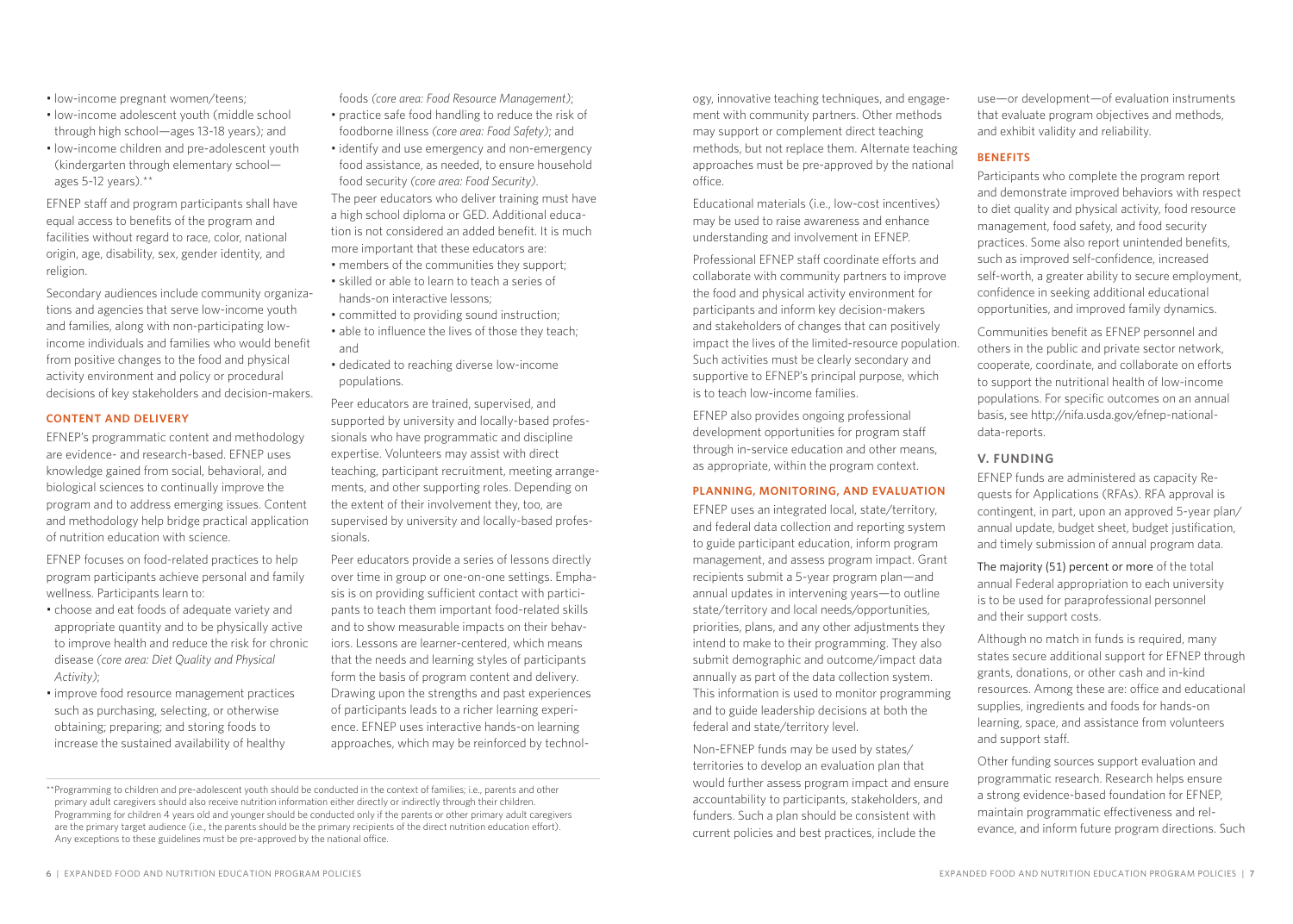- low-income pregnant women/teens;
- low-income adolescent youth (middle school through high school—ages 13-18 years); and
- low-income children and pre-adolescent youth (kindergarten through elementary school—ages 5-12 years).**

EFNEP staff and program participants shall have equal access to benefits of the program and facilities without regard to race, color, national origin, age, disability, sex, gender identity, and religion.

Secondary audiences include community organizations and agencies that serve low-income youth and families, along with non-participating low-income individuals and families who would benefit from positive changes to the food and physical activity environment and policy or procedural decisions of key stakeholders and decision-makers.

### CONTENT AND DELIVERY

EFNEP's programmatic content and methodology are evidence- and research-based. EFNEP uses knowledge gained from social, behavioral, and biological sciences to continually improve the program and to address emerging issues. Content and methodology help bridge practical application of nutrition education with science.

EFNEP focuses on food-related practices to help program participants achieve personal and family wellness. Participants learn to:

- choose and eat foods of adequate variety and appropriate quantity and to be physically active to improve health and reduce the risk for chronic disease *(core area: Diet Quality and Physical Activity)*;
- improve food resource management practices such as purchasing, selecting, or otherwise obtaining; preparing; and storing foods to increase the sustained availability of healthy foods *(core area: Food Resource Management)*;
- practice safe food handling to reduce the risk of foodborne illness *(core area: Food Safety)*; and
- identify and use emergency and non-emergency food assistance, as needed, to ensure household food security *(core area: Food Security)*.

The peer educators who deliver training must have a high school diploma or GED. Additional education is not considered an added benefit. It is much more important that these educators are:

- members of the communities they support;
- skilled or able to learn to teach a series of hands-on interactive lessons;
- committed to providing sound instruction;
- able to influence the lives of those they teach; and
- dedicated to reaching diverse low-income populations.

Peer educators are trained, supervised, and supported by university and locally-based professionals who have programmatic and discipline expertise. Volunteers may assist with direct teaching, participant recruitment, meeting arrangements, and other supporting roles. Depending on the extent of their involvement they, too, are supervised by university and locally-based professionals.

Peer educators provide a series of lessons directly over time in group or one-on-one settings. Emphasis is on providing sufficient contact with participants to teach them important food-related skills and to show measurable impacts on their behaviors. Lessons are learner-centered, which means that the needs and learning styles of participants form the basis of program content and delivery. Drawing upon the strengths and past experiences of participants leads to a richer learning experience. EFNEP uses interactive hands-on learning approaches, which may be reinforced by technology, innovative teaching techniques, and engagement with community partners. Other methods may support or complement direct teaching methods, but not replace them. Alternate teaching approaches must be pre-approved by the national office.

Educational materials (i.e., low-cost incentives) may be used to raise awareness and enhance understanding and involvement in EFNEP.

Professional EFNEP staff coordinate efforts and collaborate with community partners to improve the food and physical activity environment for participants and inform key decision-makers and stakeholders of changes that can positively impact the lives of the limited-resource population. Such activities must be clearly secondary and supportive to EFNEP's principal purpose, which is to teach low-income families.

EFNEP also provides ongoing professional development opportunities for program staff through in-service education and other means, as appropriate, within the program context.

### PLANNING, MONITORING, AND EVALUATION

EFNEP uses an integrated local, state/territory, and federal data collection and reporting system to guide participant education, inform program management, and assess program impact. Grant recipients submit a 5-year program plan—and annual updates in intervening years—to outline state/territory and local needs/opportunities, priorities, plans, and any other adjustments they intend to make to their programming. They also submit demographic and outcome/impact data annually as part of the data collection system. This information is used to monitor programming and to guide leadership decisions at both the federal and state/territory level.

Non-EFNEP funds may be used by states/territories to develop an evaluation plan that would further assess program impact and ensure accountability to participants, stakeholders, and funders. Such a plan should be consistent with current policies and best practices, include the use—or development—of evaluation instruments that evaluate program objectives and methods, and exhibit validity and reliability.

### BENEFITS

Participants who complete the program report and demonstrate improved behaviors with respect to diet quality and physical activity, food resource management, food safety, and food security practices. Some also report unintended benefits, such as improved self-confidence, increased self-worth, a greater ability to secure employment, confidence in seeking additional educational opportunities, and improved family dynamics.

Communities benefit as EFNEP personnel and others in the public and private sector network, cooperate, coordinate, and collaborate on efforts to support the nutritional health of low-income populations. For specific outcomes on an annual basis, see http://nifa.usda.gov/efnep-national-data-reports.

## V. FUNDING

EFNEP funds are administered as capacity Requests for Applications (RFAs). RFA approval is contingent, in part, upon an approved 5-year plan/annual update, budget sheet, budget justification, and timely submission of annual program data.

The majority (51) percent or more of the total annual Federal appropriation to each university is to be used for paraprofessional personnel and their support costs.

Although no match in funds is required, many states secure additional support for EFNEP through grants, donations, or other cash and in-kind resources. Among these are: office and educational supplies, ingredients and foods for hands-on learning, space, and assistance from volunteers and support staff.

Other funding sources support evaluation and programmatic research. Research helps ensure a strong evidence-based foundation for EFNEP, maintain programmatic effectiveness and relevance, and inform future program directions. Such

**Programming to children and pre-adolescent youth should be conducted in the context of families; i.e., parents and other primary adult caregivers should also receive nutrition information either directly or indirectly through their children. Programming for children 4 years old and younger should be conducted only if the parents or other primary adult caregivers are the primary target audience (i.e., the parents should be the primary recipients of the direct nutrition education effort). Any exceptions to these guidelines must be pre-approved by the national office.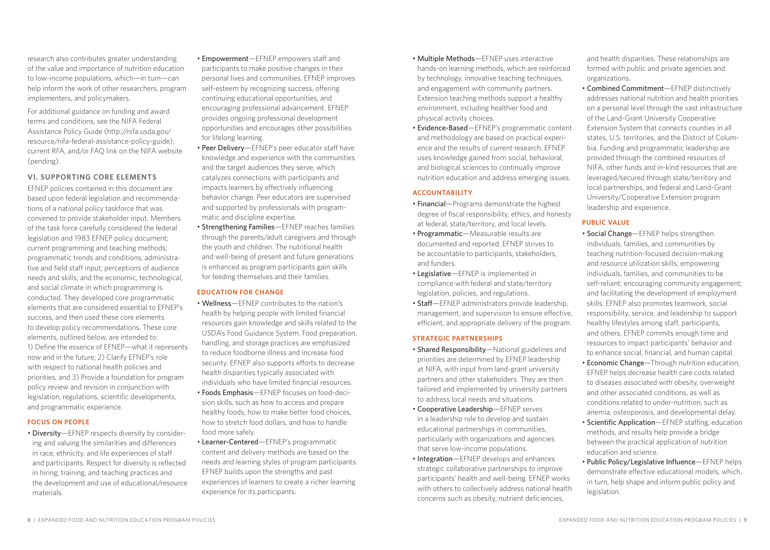research also contributes greater understanding of the value and importance of nutrition education to low-income populations, which—in turn—can help inform the work of other researchers, program implementers, and policymakers.

For additional guidance on funding and award terms and conditions, see the NIFA Federal Assistance Policy Guide (http://nifa.usda.gov/resource/nifa-federal-assistance-policy-guide), current RFA, and/or FAQ link on the NIFA website (pending).

## VI. SUPPORTING CORE ELEMENTS

EFNEP policies contained in this document are based upon federal legislation and recommendations of a national policy taskforce that was convened to provide stakeholder input. Members of the task force carefully considered the federal legislation and 1983 EFNEP policy document; current programming and teaching methods; programmatic trends and conditions; administrative and field staff input; perceptions of audience needs and skills; and the economic, technological, and social climate in which programming is conducted. They developed core programmatic elements that are considered essential to EFNEP's success, and then used these core elements to develop policy recommendations. These core elements, outlined below, are intended to: 1) Define the essence of EFNEP—what it represents now and in the future; 2) Clarify EFNEP's role with respect to national health policies and priorities; and 3) Provide a foundation for program policy review and revision in conjunction with legislation, regulations, scientific developments, and programmatic experience.

### FOCUS ON PEOPLE

- **Diversity**—EFNEP respects diversity by considering and valuing the similarities and differences in race, ethnicity, and life experiences of staff and participants. Respect for diversity is reflected in hiring, training, and teaching practices and the development and use of educational/resource materials.
- **Empowerment**—EFNEP empowers staff and participants to make positive changes in their personal lives and communities. EFNEP improves self-esteem by recognizing success, offering continuing educational opportunities, and encouraging professional advancement. EFNEP provides ongoing professional development opportunities and encourages other possibilities for lifelong learning.
- **Peer Delivery**—EFNEP's peer educator staff have knowledge and experience with the communities and the target audiences they serve, which catalyzes connections with participants and impacts learners by effectively influencing behavior change. Peer educators are supervised and supported by professionals with programmatic and discipline expertise.
- **Strengthening Families**—EFNEP reaches families through the parents/adult caregivers and through the youth and children. The nutritional health and well-being of present and future generations is enhanced as program participants gain skills for feeding themselves and their families.

### EDUCATION FOR CHANGE

- **Wellness**—EFNEP contributes to the nation's health by helping people with limited financial resources gain knowledge and skills related to the USDA's Food Guidance System. Food preparation, handling, and storage practices are emphasized to reduce foodborne illness and increase food security. EFNEP also supports efforts to decrease health disparities typically associated with individuals who have limited financial resources.
- **Foods Emphasis**—EFNEP focuses on food-decision skills, such as how to access and prepare healthy foods, how to make better food choices, how to stretch food dollars, and how to handle food more safely.
- **Learner-Centered**—EFNEP's programmatic content and delivery methods are based on the needs and learning styles of program participants. EFNEP builds upon the strengths and past experiences of learners to create a richer learning experience for its participants.
- **Multiple Methods**—EFNEP uses interactive hands-on learning methods, which are reinforced by technology, innovative teaching techniques, and engagement with community partners. Extension teaching methods support a healthy environment, including healthier food and physical activity choices.
- **Evidence-Based**—EFNEP's programmatic content and methodology are based on practical experience and the results of current research. EFNEP uses knowledge gained from social, behavioral, and biological sciences to continually improve nutrition education and address emerging issues.

### ACCOUNTABILITY

- **Financial**—Programs demonstrate the highest degree of fiscal responsibility, ethics, and honesty at federal, state/territory, and local levels.
- **Programmatic**—Measurable results are documented and reported. EFNEP strives to be accountable to participants, stakeholders, and funders.
- **Legislative**—EFNEP is implemented in compliance with federal and state/territory legislation, policies, and regulations.
- **Staff**—EFNEP administrators provide leadership, management, and supervision to ensure effective, efficient, and appropriate delivery of the program.

### STRATEGIC PARTNERSHIPS

- **Shared Responsibility**—National guidelines and priorities are determined by EFNEP leadership at NIFA, with input from land-grant university partners and other stakeholders. They are then tailored and implemented by university partners to address local needs and situations.
- **Cooperative Leadership**—EFNEP serves in a leadership role to develop and sustain educational partnerships in communities, particularly with organizations and agencies that serve low-income populations.
- **Integration**—EFNEP develops and enhances strategic collaborative partnerships to improve participants' health and well-being. EFNEP works with others to collectively address national health concerns such as obesity, nutrient deficiencies, and health disparities. These relationships are formed with public and private agencies and organizations.
- **Combined Commitment**—EFNEP distinctively addresses national nutrition and health priorities on a personal level through the vast infrastructure of the Land-Grant University Cooperative Extension System that connects counties in all states, U.S. territories, and the District of Columbia. Funding and programmatic leadership are provided through the combined resources of NIFA, other funds and in-kind resources that are leveraged/secured through state/territory and local partnerships, and federal and Land-Grant University/Cooperative Extension program leadership and experience.

### PUBLIC VALUE

- **Social Change**—EFNEP helps strengthen individuals, families, and communities by teaching nutrition-focused decision-making and resource utilization skills; empowering individuals, families, and communities to be self-reliant; encouraging community engagement; and facilitating the development of employment skills. EFNEP also promotes teamwork, social responsibility, service, and leadership to support healthy lifestyles among staff, participants, and others. EFNEP commits enough time and resources to impact participants' behavior and to enhance social, financial, and human capital.
- **Economic Change**—Through nutrition education, EFNEP helps decrease health care costs related to diseases associated with obesity, overweight and other associated conditions, as well as conditions related to under-nutrition, such as anemia, osteoporosis, and developmental delay.
- **Scientific Application**—EFNEP staffing, education methods, and results help provide a bridge between the practical application of nutrition education and science.
- **Public Policy/Legislative Influence**—EFNEP helps demonstrate effective educational models, which, in turn, help shape and inform public policy and legislation.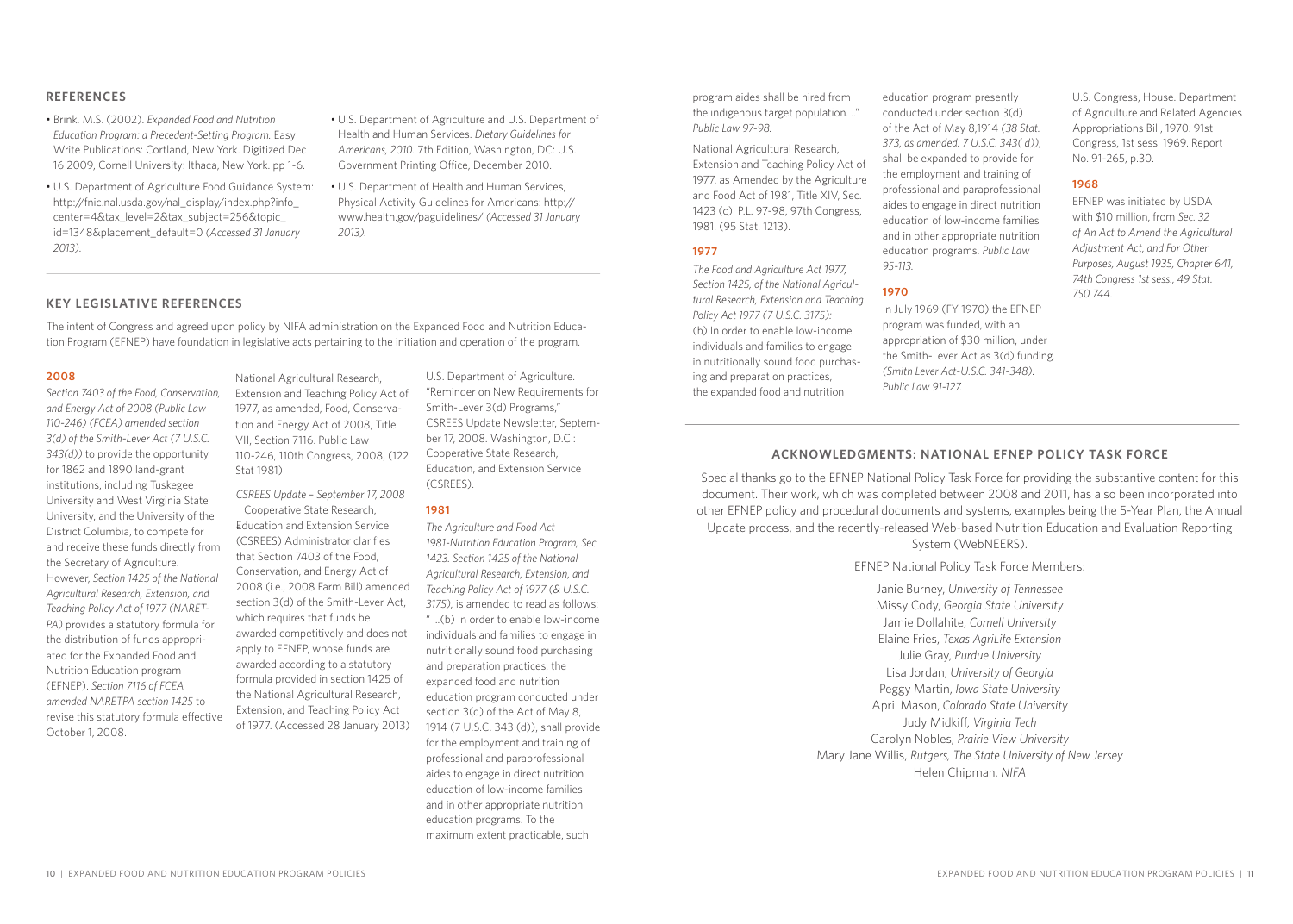## REFERENCES

- Brink, M.S. (2002). *Expanded Food and Nutrition Education Program: a Precedent-Setting Program.* Easy Write Publications: Cortland, New York. Digitized Dec 16 2009, Cornell University: Ithaca, New York. pp 1-6.
- U.S. Department of Agriculture Food Guidance System: http://fnic.nal.usda.gov/nal_display/index.php?info_center=4&tax_level=2&tax_subject=256&topic_id=1348&placement_default=0 *(Accessed 31 January 2013).*
- U.S. Department of Agriculture and U.S. Department of Health and Human Services. *Dietary Guidelines for Americans, 2010.* 7th Edition, Washington, DC: U.S. Government Printing Office, December 2010.
- U.S. Department of Health and Human Services, Physical Activity Guidelines for Americans: http://www.health.gov/paguidelines/ *(Accessed 31 January 2013).*

## KEY LEGISLATIVE REFERENCES

The intent of Congress and agreed upon policy by NIFA administration on the Expanded Food and Nutrition Education Program (EFNEP) have foundation in legislative acts pertaining to the initiation and operation of the program.

### 2008

*Section 7403 of the Food, Conservation, and Energy Act of 2008 (Public Law 110-246) (FCEA) amended section 3(d) of the Smith-Lever Act (7 U.S.C. 343(d))* to provide the opportunity for 1862 and 1890 land-grant institutions, including Tuskegee University and West Virginia State University, and the University of the District Columbia, to compete for and receive these funds directly from the Secretary of Agriculture. However, *Section 1425 of the National Agricultural Research, Extension, and Teaching Policy Act of 1977 (NARETPA)* provides a statutory formula for the distribution of funds appropriated for the Expanded Food and Nutrition Education program (EFNEP). *Section 7116 of FCEA amended NARETPA section 1425* to revise this statutory formula effective October 1, 2008.

National Agricultural Research, Extension and Teaching Policy Act of 1977, as amended, Food, Conservation and Energy Act of 2008, Title VII, Section 7116. Public Law 110-246, 110th Congress, 2008, (122 Stat 1981)

*CSREES Update – September 17, 2008*
Cooperative State Research, Education and Extension Service (CSREES) Administrator clarifies that Section 7403 of the Food, Conservation, and Energy Act of 2008 (i.e., 2008 Farm Bill) amended section 3(d) of the Smith-Lever Act, which requires that funds be awarded competitively and does not apply to EFNEP, whose funds are awarded according to a statutory formula provided in section 1425 of the National Agricultural Research, Extension, and Teaching Policy Act of 1977. (Accessed 28 January 2013)

U.S. Department of Agriculture. "Reminder on New Requirements for Smith-Lever 3(d) Programs," CSREES Update Newsletter, September 17, 2008. Washington, D.C.: Cooperative State Research, Education, and Extension Service (CSREES).

### 1981

*The Agriculture and Food Act 1981-Nutrition Education Program, Sec. 1423. Section 1425 of the National Agricultural Research, Extension, and Teaching Policy Act of 1977 (& U.S.C. 3175),* is amended to read as follows: " ...(b) In order to enable low-income individuals and families to engage in nutritionally sound food purchasing and preparation practices, the expanded food and nutrition education program conducted under section 3(d) of the Act of May 8, 1914 (7 U.S.C. 343 (d)), shall provide for the employment and training of professional and paraprofessional aides to engage in direct nutrition education of low-income families and in other appropriate nutrition education programs. To the maximum extent practicable, such program aides shall be hired from the indigenous target population. .." *Public Law 97-98.*

National Agricultural Research, Extension and Teaching Policy Act of 1977, as Amended by the Agriculture and Food Act of 1981, Title XIV, Sec. 1423 (c). P.L. 97-98, 97th Congress, 1981. (95 Stat. 1213).

### 1977

*The Food and Agriculture Act 1977, Section 1425, of the National Agricultural Research, Extension and Teaching Policy Act 1977 (7 U.S.C. 3175):*
(b) In order to enable low-income individuals and families to engage in nutritionally sound food purchasing and preparation practices, the expanded food and nutrition education program presently conducted under section 3(d) of the Act of May 8,1914 *(38 Stat. 373, as amended: 7 U.S.C. 343( d)),* shall be expanded to provide for the employment and training of professional and paraprofessional aides to engage in direct nutrition education of low-income families and in other appropriate nutrition education programs. *Public Law 95-113.*

### 1970

In July 1969 (FY 1970) the EFNEP program was funded, with an appropriation of $30 million, under the Smith-Lever Act as 3(d) funding. *(Smith Lever Act-U.S.C. 341-348). Public Law 91-127.*

U.S. Congress, House. Department of Agriculture and Related Agencies Appropriations Bill, 1970. 91st Congress, 1st sess. 1969. Report No. 91-265, p.30.

### 1968

EFNEP was initiated by USDA with $10 million, from *Sec. 32 of An Act to Amend the Agricultural Adjustment Act, and For Other Purposes, August 1935, Chapter 641, 74th Congress 1st sess., 49 Stat. 750 744.*

## ACKNOWLEDGMENTS: NATIONAL EFNEP POLICY TASK FORCE

Special thanks go to the EFNEP National Policy Task Force for providing the substantive content for this document. Their work, which was completed between 2008 and 2011, has also been incorporated into other EFNEP policy and procedural documents and systems, examples being the 5-Year Plan, the Annual Update process, and the recently-released Web-based Nutrition Education and Evaluation Reporting System (WebNEERS).

EFNEP National Policy Task Force Members:

Janie Burney, *University of Tennessee*
Missy Cody, *Georgia State University*
Jamie Dollahite, *Cornell University*
Elaine Fries, *Texas AgriLife Extension*
Julie Gray, *Purdue University*
Lisa Jordan, *University of Georgia*
Peggy Martin, *Iowa State University*
April Mason, *Colorado State University*
Judy Midkiff, *Virginia Tech*
Carolyn Nobles, *Prairie View University*
Mary Jane Willis, *Rutgers, The State University of New Jersey*
Helen Chipman, *NIFA*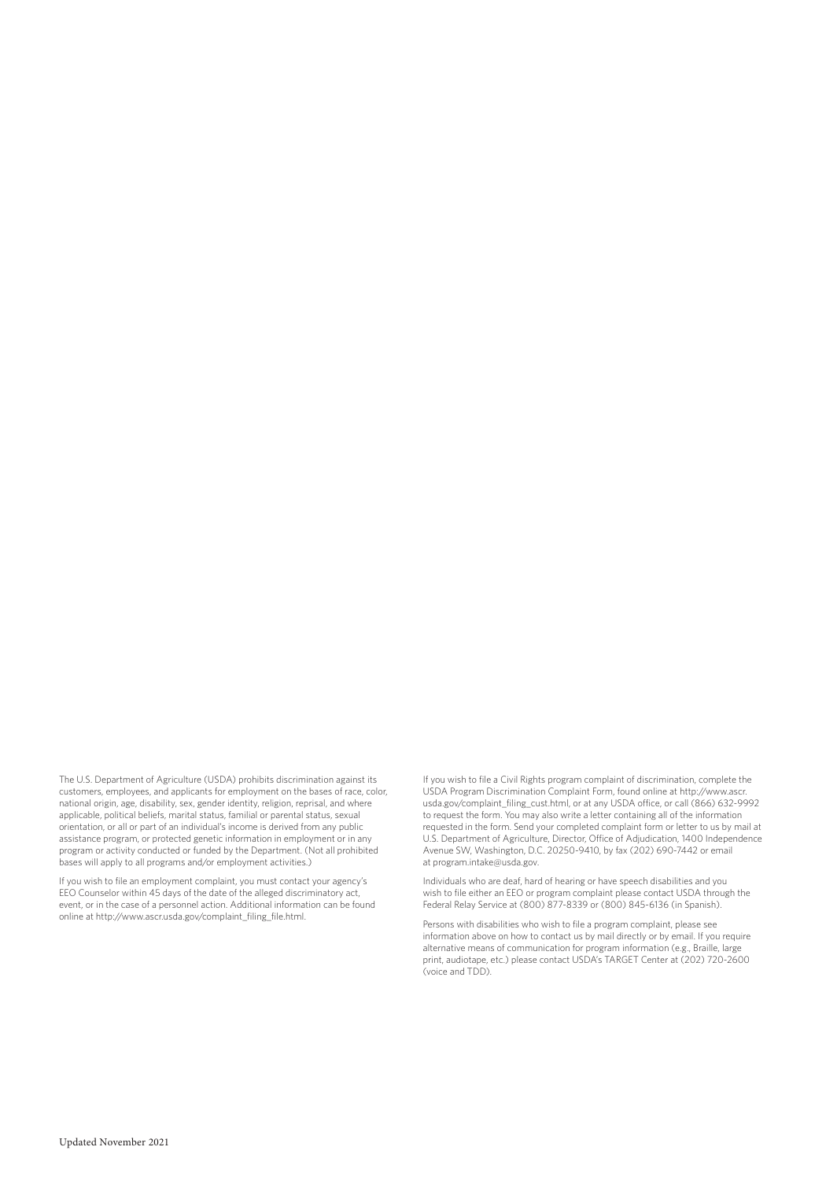The U.S. Department of Agriculture (USDA) prohibits discrimination against its customers, employees, and applicants for employment on the bases of race, color, national origin, age, disability, sex, gender identity, religion, reprisal, and where applicable, political beliefs, marital status, familial or parental status, sexual orientation, or all or part of an individual's income is derived from any public assistance program, or protected genetic information in employment or in any program or activity conducted or funded by the Department. (Not all prohibited bases will apply to all programs and/or employment activities.)

If you wish to file an employment complaint, you must contact your agency's EEO Counselor within 45 days of the date of the alleged discriminatory act, event, or in the case of a personnel action. Additional information can be found online at http://www.ascr.usda.gov/complaint_filing_file.html.

If you wish to file a Civil Rights program complaint of discrimination, complete the USDA Program Discrimination Complaint Form, found online at http://www.ascr.usda.gov/complaint_filing_cust.html, or at any USDA office, or call (866) 632-9992 to request the form. You may also write a letter containing all of the information requested in the form. Send your completed complaint form or letter to us by mail at U.S. Department of Agriculture, Director, Office of Adjudication, 1400 Independence Avenue SW, Washington, D.C. 20250-9410, by fax (202) 690-7442 or email at program.intake@usda.gov.

Individuals who are deaf, hard of hearing or have speech disabilities and you wish to file either an EEO or program complaint please contact USDA through the Federal Relay Service at (800) 877-8339 or (800) 845-6136 (in Spanish).

Persons with disabilities who wish to file a program complaint, please see information above on how to contact us by mail directly or by email. If you require alternative means of communication for program information (e.g., Braille, large print, audiotape, etc.) please contact USDA's TARGET Center at (202) 720-2600 (voice and TDD).

Updated November 2021